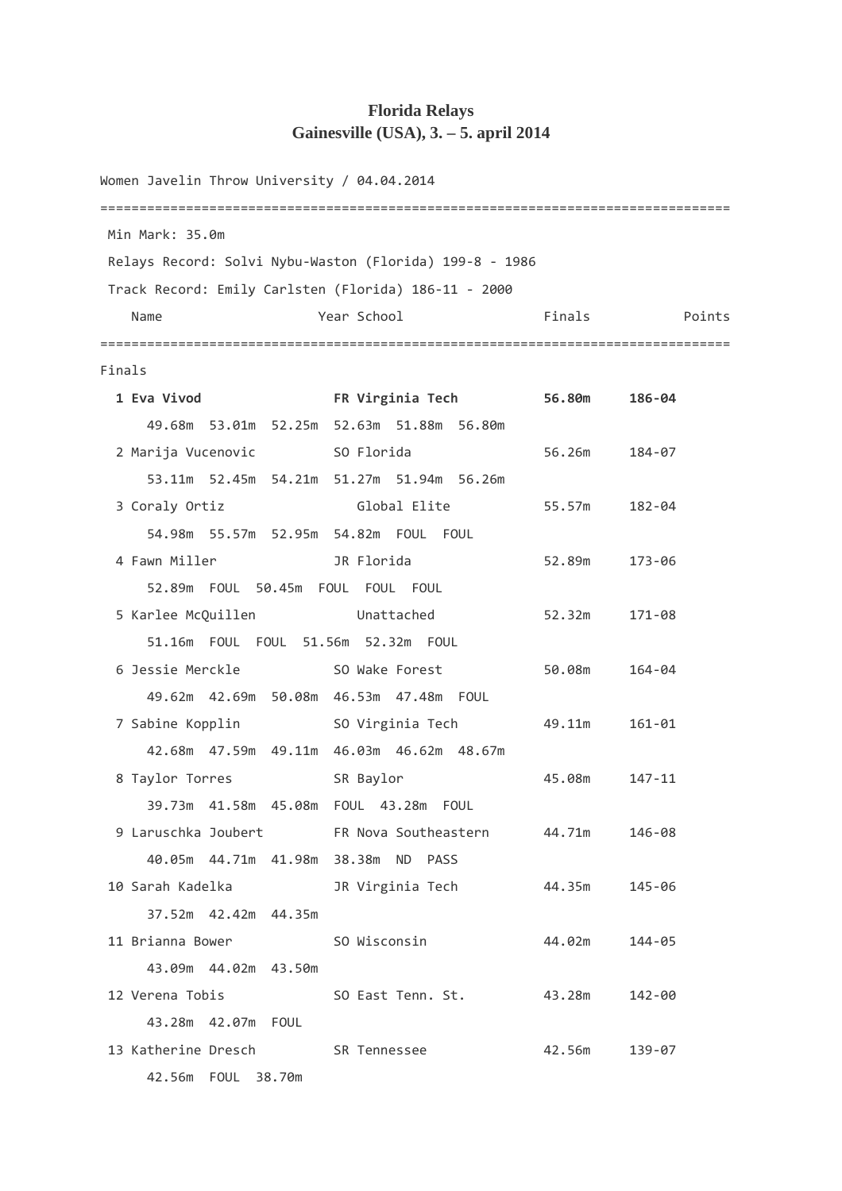**Florida Relays**
**Gainesville (USA), 3. – 5. april 2014**

```
Women Javelin Throw University / 04.04.2014

================================================================================
 Min Mark: 35.0m
 Relays Record: Solvi Nybu-Waston (Florida) 199-8 - 1986
 Track Record: Emily Carlsten (Florida) 186-11 - 2000
    Name                    Year School                 Finals            Points
================================================================================
Finals
  1 Eva Vivod               FR Virginia Tech          56.80m     186-04
      49.68m  53.01m  52.25m  52.63m  51.88m  56.80m
  2 Marija Vucenovic        SO Florida                56.26m     184-07
      53.11m  52.45m  54.21m  51.27m  51.94m  56.26m
  3 Coraly Ortiz               Global Elite           55.57m     182-04
      54.98m  55.57m  52.95m  54.82m  FOUL  FOUL
  4 Fawn Miller             JR Florida                52.89m     173-06
      52.89m  FOUL  50.45m  FOUL  FOUL  FOUL
  5 Karlee McQuillen           Unattached             52.32m     171-08
      51.16m  FOUL  FOUL  51.56m  52.32m  FOUL
  6 Jessie Merckle          SO Wake Forest            50.08m     164-04
      49.62m  42.69m  50.08m  46.53m  47.48m  FOUL
  7 Sabine Kopplin          SO Virginia Tech          49.11m     161-01
      42.68m  47.59m  49.11m  46.03m  46.62m  48.67m
  8 Taylor Torres           SR Baylor                 45.08m     147-11
      39.73m  41.58m  45.08m  FOUL  43.28m  FOUL
  9 Laruschka Joubert       FR Nova Southeastern      44.71m     146-08
      40.05m  44.71m  41.98m  38.38m  ND  PASS
 10 Sarah Kadelka           JR Virginia Tech          44.35m     145-06
      37.52m  42.42m  44.35m
 11 Brianna Bower           SO Wisconsin              44.02m     144-05
      43.09m  44.02m  43.50m
 12 Verena Tobis            SO East Tenn. St.         43.28m     142-00
      43.28m  42.07m  FOUL
 13 Katherine Dresch        SR Tennessee              42.56m     139-07
      42.56m  FOUL  38.70m
```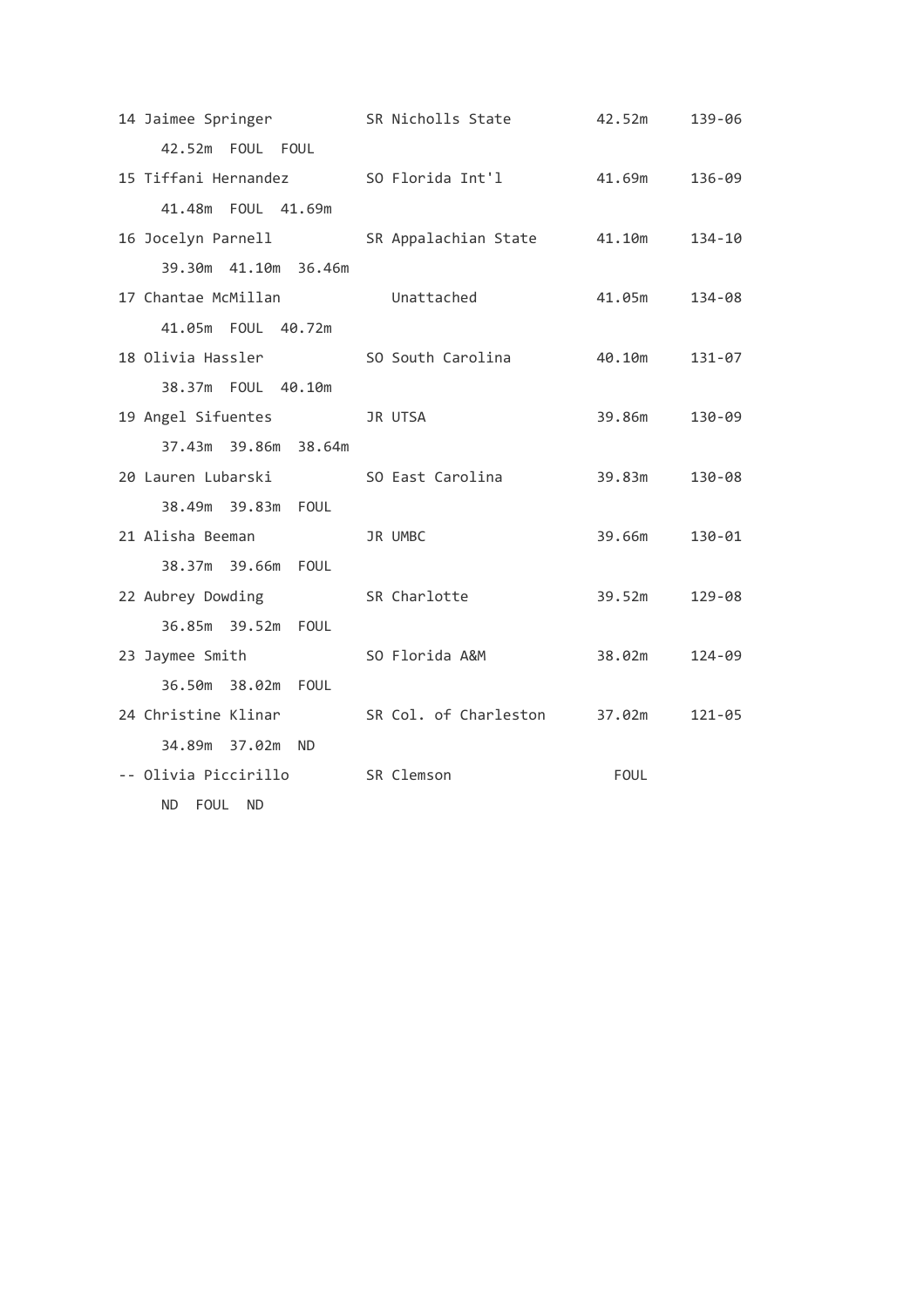```
14 Jaimee Springer          SR Nicholls State         42.52m     139-06
     42.52m  FOUL  FOUL
15 Tiffani Hernandez        SO Florida Int'l          41.69m     136-09
     41.48m  FOUL  41.69m
16 Jocelyn Parnell          SR Appalachian State      41.10m     134-10
     39.30m  41.10m  36.46m
17 Chantae McMillan            Unattached             41.05m     134-08
     41.05m  FOUL  40.72m
18 Olivia Hassler           SO South Carolina         40.10m     131-07
     38.37m  FOUL  40.10m
19 Angel Sifuentes          JR UTSA                   39.86m     130-09
     37.43m  39.86m  38.64m
20 Lauren Lubarski          SO East Carolina          39.83m     130-08
     38.49m  39.83m  FOUL
21 Alisha Beeman            JR UMBC                   39.66m     130-01
     38.37m  39.66m  FOUL
22 Aubrey Dowding           SR Charlotte              39.52m     129-08
     36.85m  39.52m  FOUL
23 Jaymee Smith             SO Florida A&M            38.02m     124-09
     36.50m  38.02m  FOUL
24 Christine Klinar         SR Col. of Charleston     37.02m     121-05
     34.89m  37.02m  ND
-- Olivia Piccirillo        SR Clemson                  FOUL
     ND  FOUL  ND
```